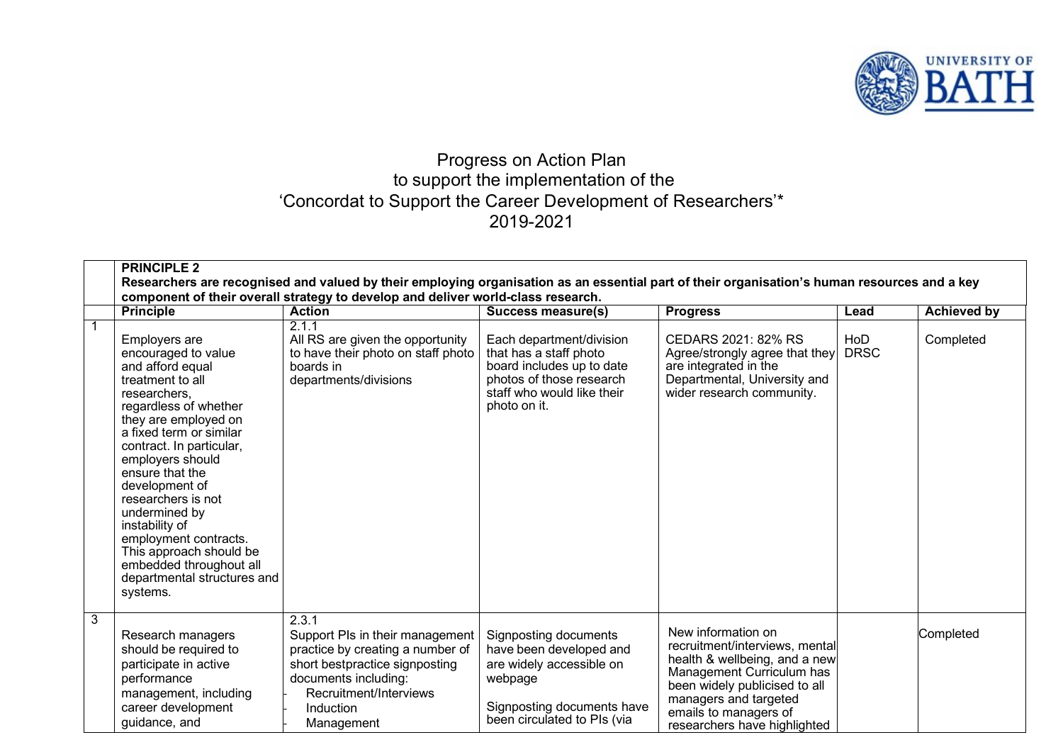# Progress on Action Plan
## to support the implementation of the
## 'Concordat to Support the Career Development of Researchers'*
## 2019-2021

| | PRINCIPLE 2<br>Researchers are recognised and valued by their employing organisation as an essential part of their organisation's human resources and a key component of their overall strategy to develop and deliver world-class research. | | | | | |
|---|---|---|---|---|---|---|
| | **Principle** | **Action** | **Success measure(s)** | **Progress** | **Lead** | **Achieved by** |
| 1 | Employers are encouraged to value and afford equal treatment to all researchers, regardless of whether they are employed on a fixed term or similar contract. In particular, employers should ensure that the development of researchers is not undermined by instability of employment contracts. This approach should be embedded throughout all departmental structures and systems. | 2.1.1<br>All RS are given the opportunity to have their photo on staff photo boards in departments/divisions | Each department/division that has a staff photo board includes up to date photos of those research staff who would like their photo on it. | CEDARS 2021: 82% RS Agree/strongly agree that they are integrated in the Departmental, University and wider research community. | HoD<br>DRSC | Completed |
| 3 | Research managers should be required to participate in active performance management, including career development guidance, and | 2.3.1<br>Support PIs in their management practice by creating a number of short bestpractice signposting documents including:<br>- Recruitment/Interviews<br>- Induction<br>- Management | Signposting documents have been developed and are widely accessible on webpage<br><br>Signposting documents have been circulated to PIs (via | New information on recruitment/interviews, mental health & wellbeing, and a new Management Curriculum has been widely publicised to all managers and targeted emails to managers of researchers have highlighted | | Completed |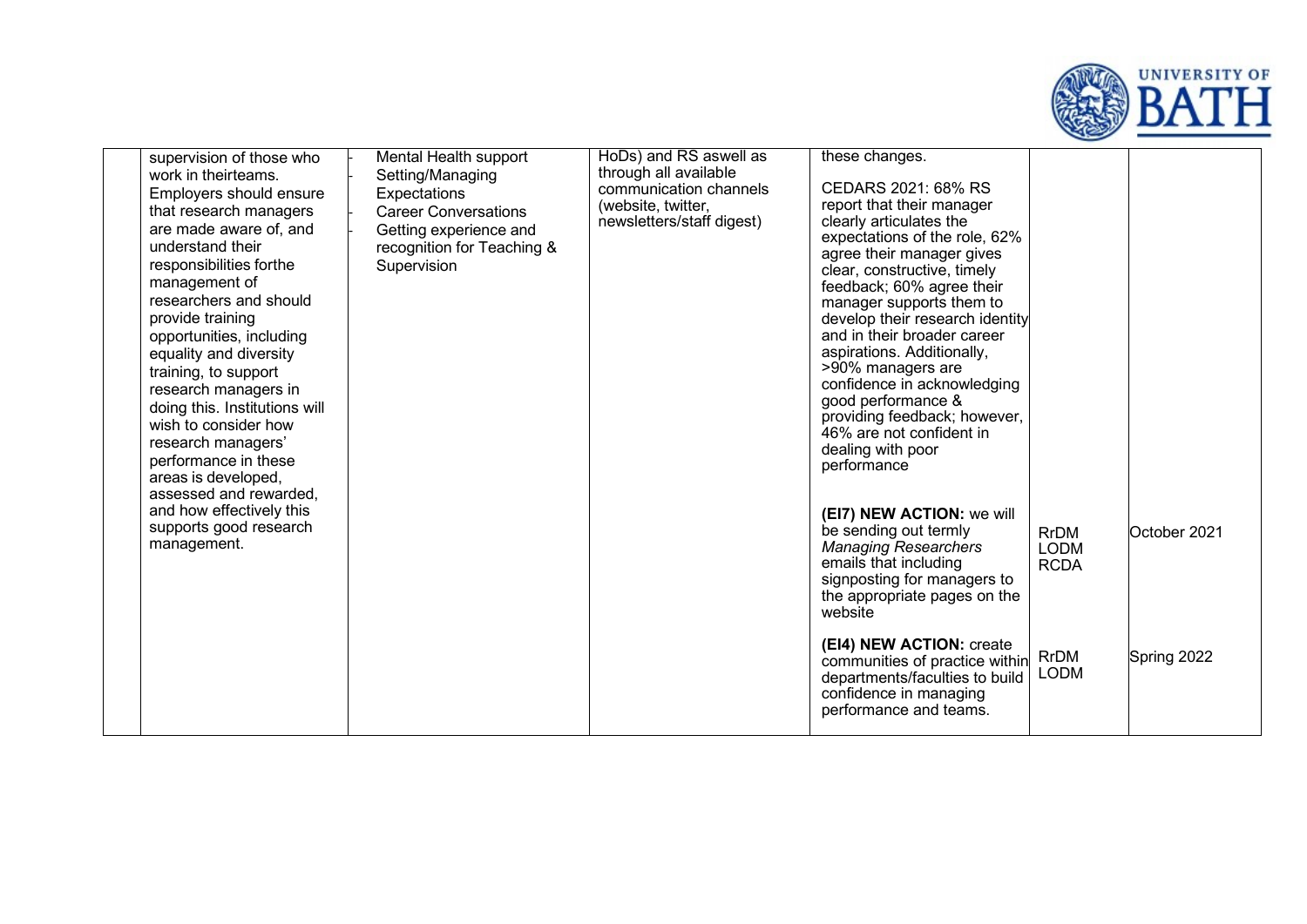| | | | | | | |
|---|---|---|---|---|---|---|
| | supervision of those who work in theirteams. Employers should ensure that research managers are made aware of, and understand their responsibilities forthe management of researchers and should provide training opportunities, including equality and diversity training, to support research managers in doing this. Institutions will wish to consider how research managers' performance in these areas is developed, assessed and rewarded, and how effectively this supports good research management. | - Mental Health support<br>- Setting/Managing Expectations<br>- Career Conversations<br>- Getting experience and recognition for Teaching & Supervision | HoDs) and RS aswell as through all available communication channels (website, twitter, newsletters/staff digest) | these changes.<br><br>CEDARS 2021: 68% RS report that their manager clearly articulates the expectations of the role, 62% agree their manager gives clear, constructive, timely feedback; 60% agree their manager supports them to develop their research identity and in their broader career aspirations. Additionally, >90% managers are confidence in acknowledging good performance & providing feedback; however, 46% are not confident in dealing with poor performance | | |
| | | | | **(EI7) NEW ACTION:** we will be sending out termly *Managing Researchers* emails that including signposting for managers to the appropriate pages on the website | RrDM<br>LODM<br>RCDA | October 2021 |
| | | | | **(EI4) NEW ACTION:** create communities of practice within departments/faculties to build confidence in managing performance and teams. | RrDM<br>LODM | Spring 2022 |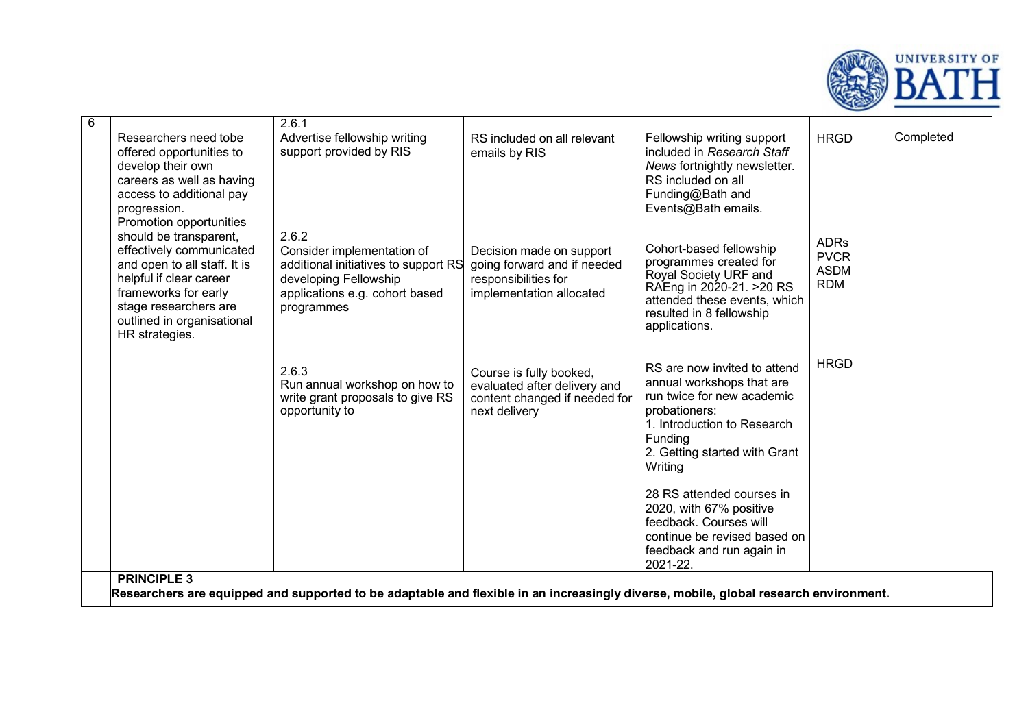| 6 | Researchers need tobe offered opportunities to develop their own careers as well as having access to additional pay progression. Promotion opportunities should be transparent, effectively communicated and open to all staff. It is helpful if clear career frameworks for early stage researchers are outlined in organisational HR strategies. | 2.6.1<br>Advertise fellowship writing support provided by RIS | RS included on all relevant emails by RIS | Fellowship writing support included in *Research Staff News* fortnightly newsletter. RS included on all Funding@Bath and Events@Bath emails. | HRGD | Completed |
|---|---|---|---|---|---|---|
| | | 2.6.2<br>Consider implementation of additional initiatives to support RS developing Fellowship applications e.g. cohort based programmes | Decision made on support going forward and if needed responsibilities for implementation allocated | Cohort-based fellowship programmes created for Royal Society URF and RAEng in 2020-21. >20 RS attended these events, which resulted in 8 fellowship applications. | ADRs<br>PVCR<br>ASDM<br>RDM | |
| | | 2.6.3<br>Run annual workshop on how to write grant proposals to give RS opportunity to | Course is fully booked, evaluated after delivery and content changed if needed for next delivery | RS are now invited to attend annual workshops that are run twice for new academic probationers:<br>1. Introduction to Research Funding<br>2. Getting started with Grant Writing<br><br>28 RS attended courses in 2020, with 67% positive feedback. Courses will continue be revised based on feedback and run again in 2021-22. | HRGD | |
| | **PRINCIPLE 3**<br>**Researchers are equipped and supported to be adaptable and flexible in an increasingly diverse, mobile, global research environment.** | | | | | |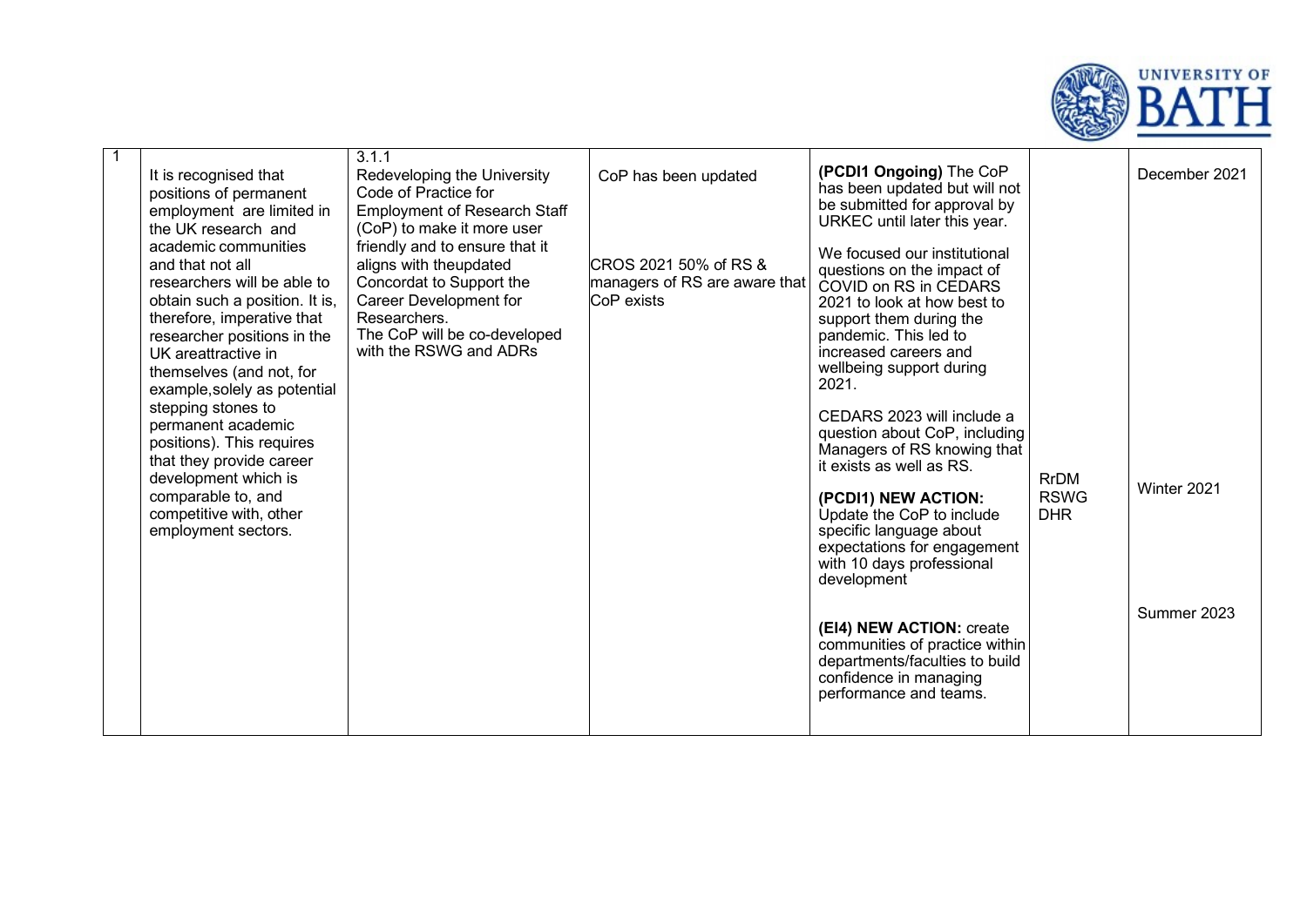| | | | | | | |
|---|---|---|---|---|---|---|
| 1 | It is recognised that positions of permanent employment are limited in the UK research and academic communities and that not all researchers will be able to obtain such a position. It is, therefore, imperative that researcher positions in the UK areattractive in themselves (and not, for example,solely as potential stepping stones to permanent academic positions). This requires that they provide career development which is comparable to, and competitive with, other employment sectors. | 3.1.1<br>Redeveloping the University Code of Practice for Employment of Research Staff (CoP) to make it more user friendly and to ensure that it aligns with theupdated Concordat to Support the Career Development for Researchers.<br>The CoP will be co-developed with the RSWG and ADRs | CoP has been updated<br><br>CROS 2021 50% of RS & managers of RS are aware that CoP exists | **(PCDI1 Ongoing)** The CoP has been updated but will not be submitted for approval by URKEC until later this year.<br><br>We focused our institutional questions on the impact of COVID on RS in CEDARS 2021 to look at how best to support them during the pandemic. This led to increased careers and wellbeing support during 2021.<br><br>CEDARS 2023 will include a question about CoP, including Managers of RS knowing that it exists as well as RS.<br><br>**(PCDI1) NEW ACTION:** Update the CoP to include specific language about expectations for engagement with 10 days professional development<br><br>**(EI4) NEW ACTION:** create communities of practice within departments/faculties to build confidence in managing performance and teams. | RrDM<br>RSWG<br>DHR | December 2021<br><br>Winter 2021<br><br>Summer 2023 |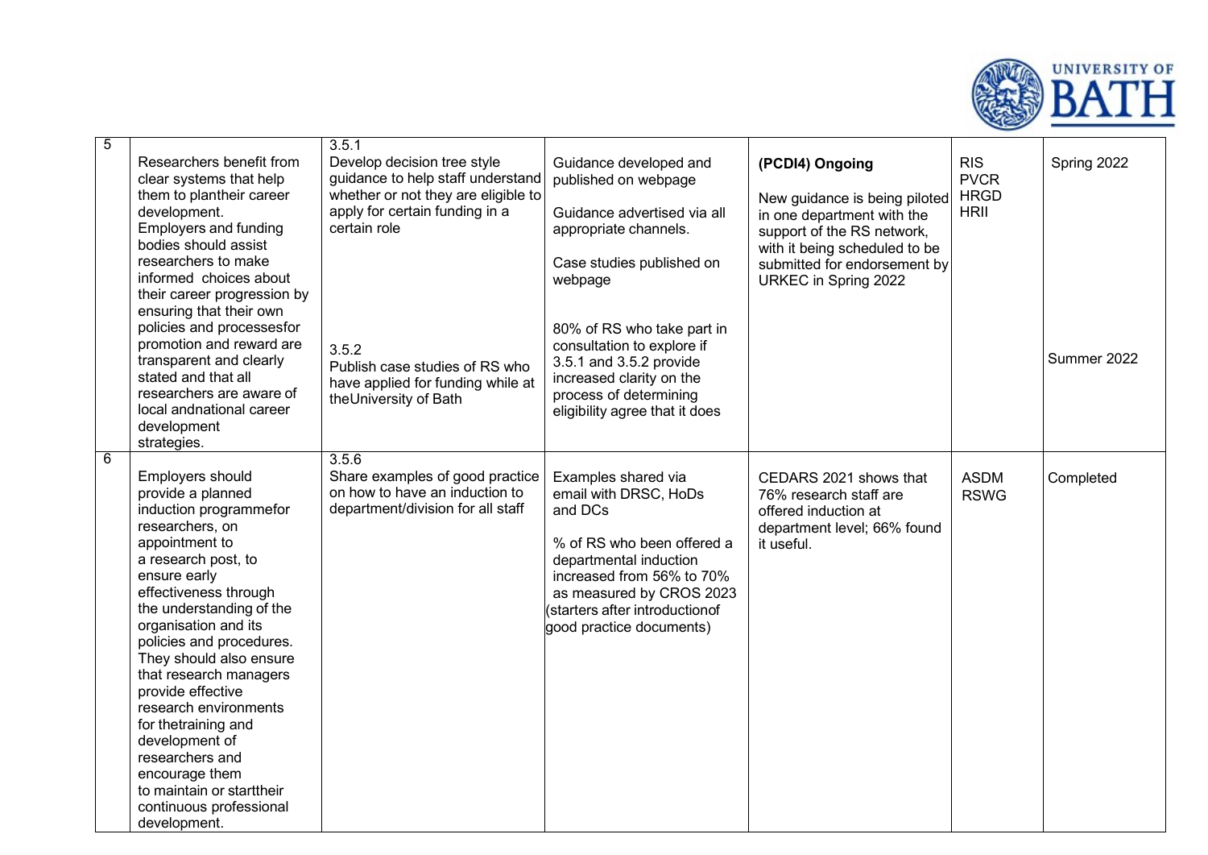| | | | | | | |
|---|---|---|---|---|---|---|
| 5 | Researchers benefit from clear systems that help them to plantheir career development.<br>Employers and funding bodies should assist researchers to make informed choices about their career progression by ensuring that their own policies and processesfor promotion and reward are transparent and clearly stated and that all researchers are aware of local andnational career development strategies. | 3.5.1<br>Develop decision tree style guidance to help staff understand whether or not they are eligible to apply for certain funding in a certain role<br><br>3.5.2<br>Publish case studies of RS who have applied for funding while at theUniversity of Bath | Guidance developed and published on webpage<br><br>Guidance advertised via all appropriate channels.<br><br>Case studies published on webpage<br><br>80% of RS who take part in consultation to explore if 3.5.1 and 3.5.2 provide increased clarity on the process of determining eligibility agree that it does | **(PCDI4) Ongoing**<br><br>New guidance is being piloted in one department with the support of the RS network, with it being scheduled to be submitted for endorsement by URKEC in Spring 2022 | RIS<br>PVCR<br>HRGD<br>HRII | Spring 2022<br><br>Summer 2022 |
| 6 | Employers should provide a planned induction programmefor researchers, on appointment to a research post, to ensure early effectiveness through the understanding of the organisation and its policies and procedures. They should also ensure that research managers provide effective research environments for thetraining and development of researchers and encourage them to maintain or starttheir continuous professional development. | 3.5.6<br>Share examples of good practice on how to have an induction to department/division for all staff | Examples shared via email with DRSC, HoDs and DCs<br><br>% of RS who been offered a departmental induction increased from 56% to 70% as measured by CROS 2023 (starters after introductionof good practice documents) | CEDARS 2021 shows that 76% research staff are offered induction at department level; 66% found it useful. | ASDM<br>RSWG | Completed |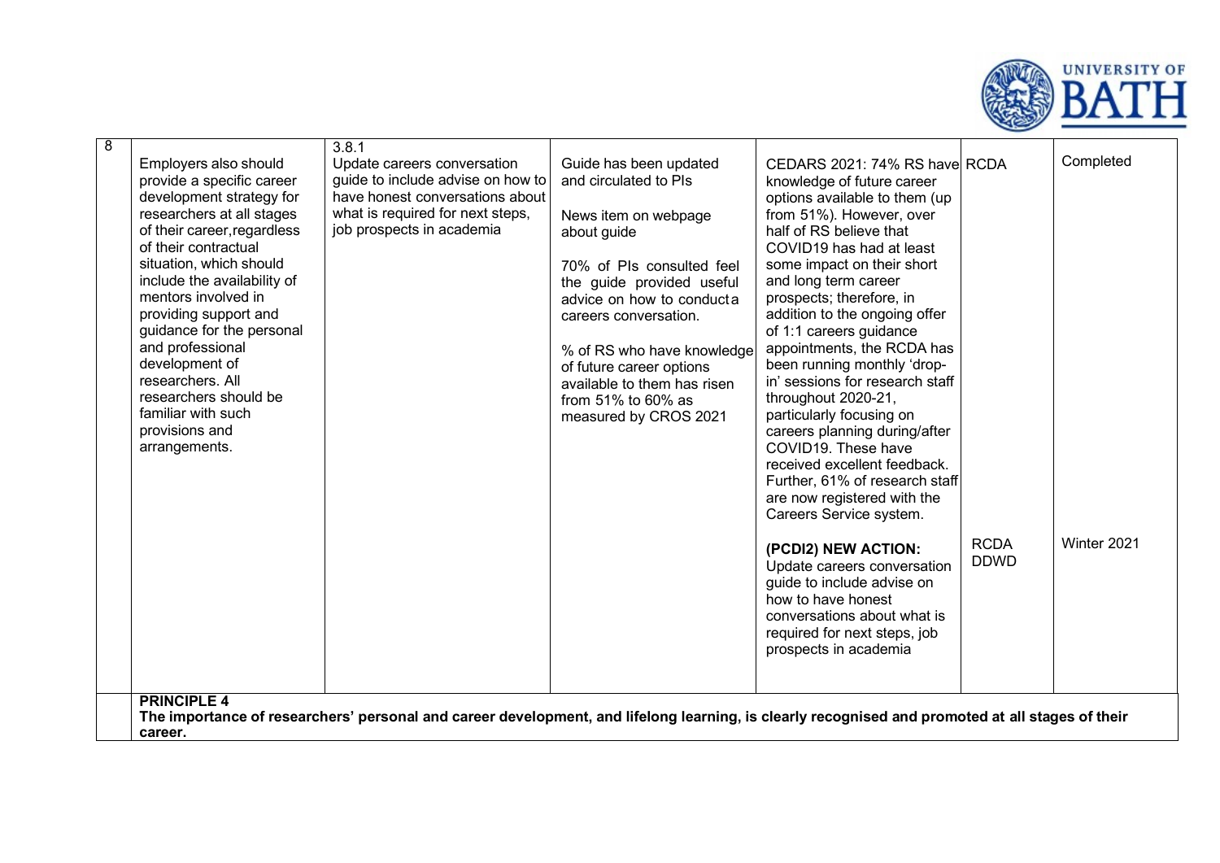| | | | | | | |
|---|---|---|---|---|---|---|
| 8 | Employers also should provide a specific career development strategy for researchers at all stages of their career, regardless of their contractual situation, which should include the availability of mentors involved in providing support and guidance for the personal and professional development of researchers. All researchers should be familiar with such provisions and arrangements. | 3.8.1<br>Update careers conversation guide to include advise on how to have honest conversations about what is required for next steps, job prospects in academia | Guide has been updated and circulated to PIs<br><br>News item on webpage about guide<br><br>70% of PIs consulted feel the guide provided useful advice on how to conduct a careers conversation.<br><br>% of RS who have knowledge of future career options available to them has risen from 51% to 60% as measured by CROS 2021 | CEDARS 2021: 74% RS have knowledge of future career options available to them (up from 51%). However, over half of RS believe that COVID19 has had at least some impact on their short and long term career prospects; therefore, in addition to the ongoing offer of 1:1 careers guidance appointments, the RCDA has been running monthly 'drop-in' sessions for research staff throughout 2020-21, particularly focusing on careers planning during/after COVID19. These have received excellent feedback. Further, 61% of research staff are now registered with the Careers Service system. | RCDA | Completed |
| | | | | **(PCDI2) NEW ACTION:** Update careers conversation guide to include advise on how to have honest conversations about what is required for next steps, job prospects in academia | RCDA<br>DDWD | Winter 2021 |
| | **PRINCIPLE 4**<br>**The importance of researchers' personal and career development, and lifelong learning, is clearly recognised and promoted at all stages of their career.** | | | | | |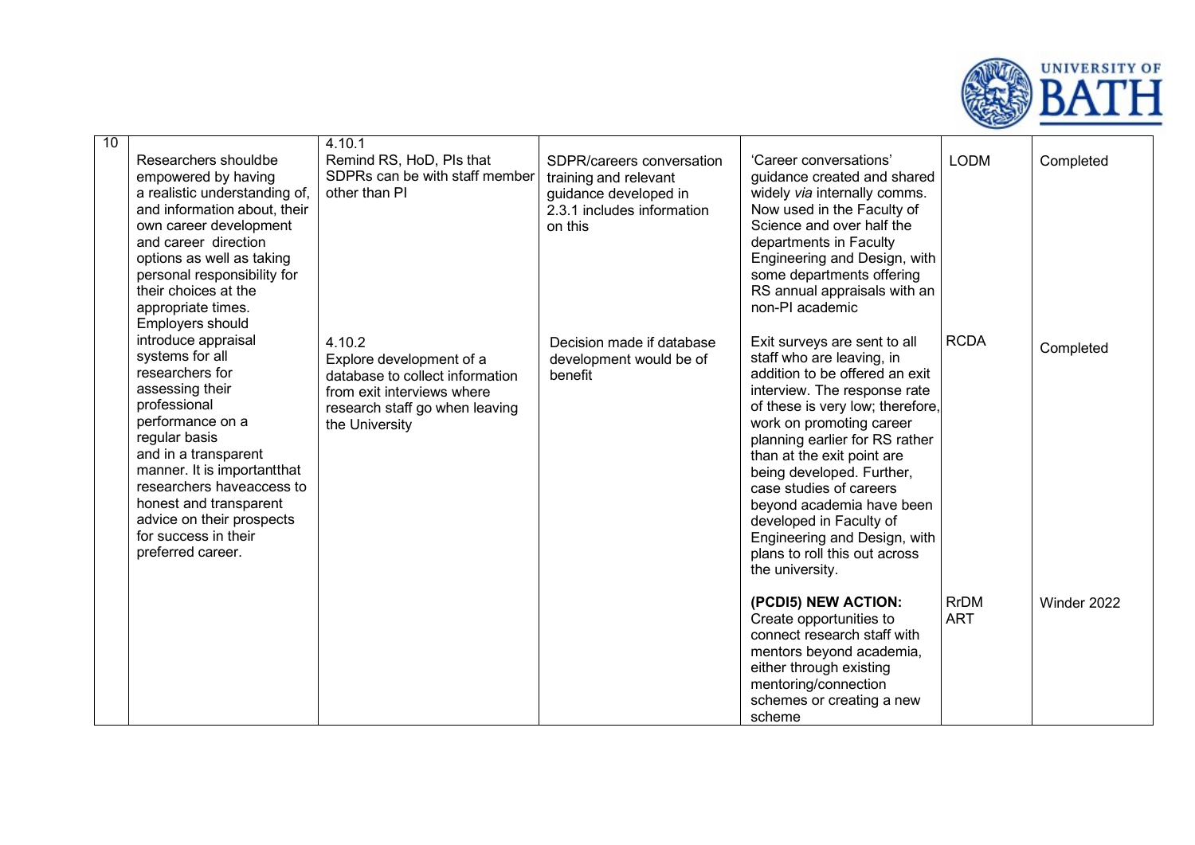| | | | | | | |
|---|---|---|---|---|---|---|
| 10 | Researchers shouldbe empowered by having a realistic understanding of, and information about, their own career development and career direction options as well as taking personal responsibility for their choices at the appropriate times. Employers should introduce appraisal systems for all researchers for assessing their professional performance on a regular basis and in a transparent manner. It is importantthat researchers haveaccess to honest and transparent advice on their prospects for success in their preferred career. | 4.10.1 Remind RS, HoD, PIs that SDPRs can be with staff member other than PI | SDPR/careers conversation training and relevant guidance developed in 2.3.1 includes information on this | 'Career conversations' guidance created and shared widely *via* internally comms. Now used in the Faculty of Science and over half the departments in Faculty Engineering and Design, with some departments offering RS annual appraisals with an non-PI academic | LODM | Completed |
| | | 4.10.2 Explore development of a database to collect information from exit interviews where research staff go when leaving the University | Decision made if database development would be of benefit | Exit surveys are sent to all staff who are leaving, in addition to be offered an exit interview. The response rate of these is very low; therefore, work on promoting career planning earlier for RS rather than at the exit point are being developed. Further, case studies of careers beyond academia have been developed in Faculty of Engineering and Design, with plans to roll this out across the university. | RCDA | Completed |
| | | | | **(PCDI5) NEW ACTION:** Create opportunities to connect research staff with mentors beyond academia, either through existing mentoring/connection schemes or creating a new scheme | RrDM ART | Winder 2022 |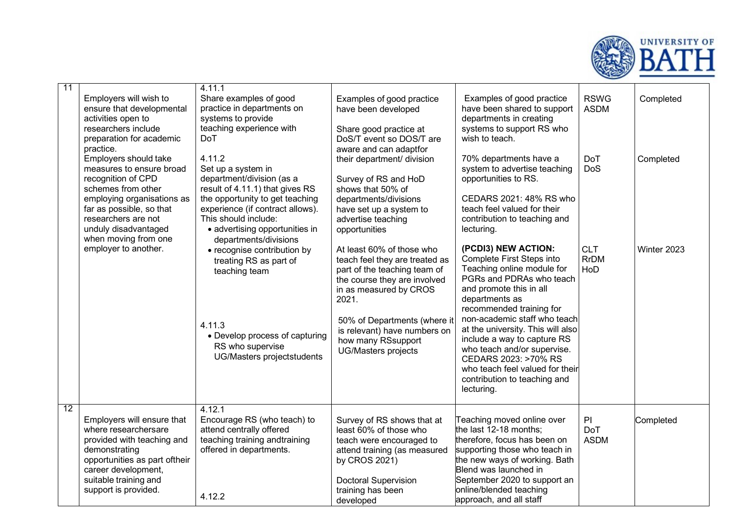| | | | | | | |
|---|---|---|---|---|---|---|
| 11 | Employers will wish to ensure that developmental activities open to researchers include preparation for academic practice.<br>Employers should take measures to ensure broad recognition of CPD schemes from other employing organisations as far as possible, so that researchers are not unduly disadvantaged when moving from one employer to another. | 4.11.1<br>Share examples of good practice in departments on systems to provide teaching experience with DoT<br><br>4.11.2<br>Set up a system in department/division (as a result of 4.11.1) that gives RS the opportunity to get teaching experience (if contract allows). This should include:<br>• advertising opportunities in departments/divisions<br>• recognise contribution by treating RS as part of teaching team<br><br>4.11.3<br>• Develop process of capturing RS who supervise UG/Masters projectstudents | Examples of good practice have been developed<br><br>Share good practice at DoS/T event so DOS/T are aware and can adaptfor their department/ division<br><br>Survey of RS and HoD shows that 50% of departments/divisions have set up a system to advertise teaching opportunities<br><br>At least 60% of those who teach feel they are treated as part of the teaching team of the course they are involved in as measured by CROS 2021.<br><br>50% of Departments (where it is relevant) have numbers on how many RSsupport UG/Masters projects | Examples of good practice have been shared to support departments in creating systems to support RS who wish to teach.<br><br>70% departments have a system to advertise teaching opportunities to RS.<br><br>CEDARS 2021: 48% RS who teach feel valued for their contribution to teaching and lecturing.<br><br>**(PCDI3) NEW ACTION:** Complete First Steps into Teaching online module for PGRs and PDRAs who teach and promote this in all departments as recommended training for non-academic staff who teach at the university. This will also include a way to capture RS who teach and/or supervise. CEDARS 2023: >70% RS who teach feel valued for their contribution to teaching and lecturing. | RSWG<br>ASDM<br><br>DoT<br>DoS<br><br>CLT<br>RrDM<br>HoD | Completed<br><br>Completed<br><br>Winter 2023 |
| 12 | Employers will ensure that where researchersare provided with teaching and demonstrating opportunities as part oftheir career development, suitable training and support is provided. | 4.12.1<br>Encourage RS (who teach) to attend centrally offered teaching training andtraining offered in departments.<br><br>4.12.2 | Survey of RS shows that at least 60% of those who teach were encouraged to attend training (as measured by CROS 2021)<br><br>Doctoral Supervision training has been developed | Teaching moved online over the last 12-18 months; therefore, focus has been on supporting those who teach in the new ways of working. Bath Blend was launched in September 2020 to support an online/blended teaching approach, and all staff | PI<br>DoT<br>ASDM | Completed |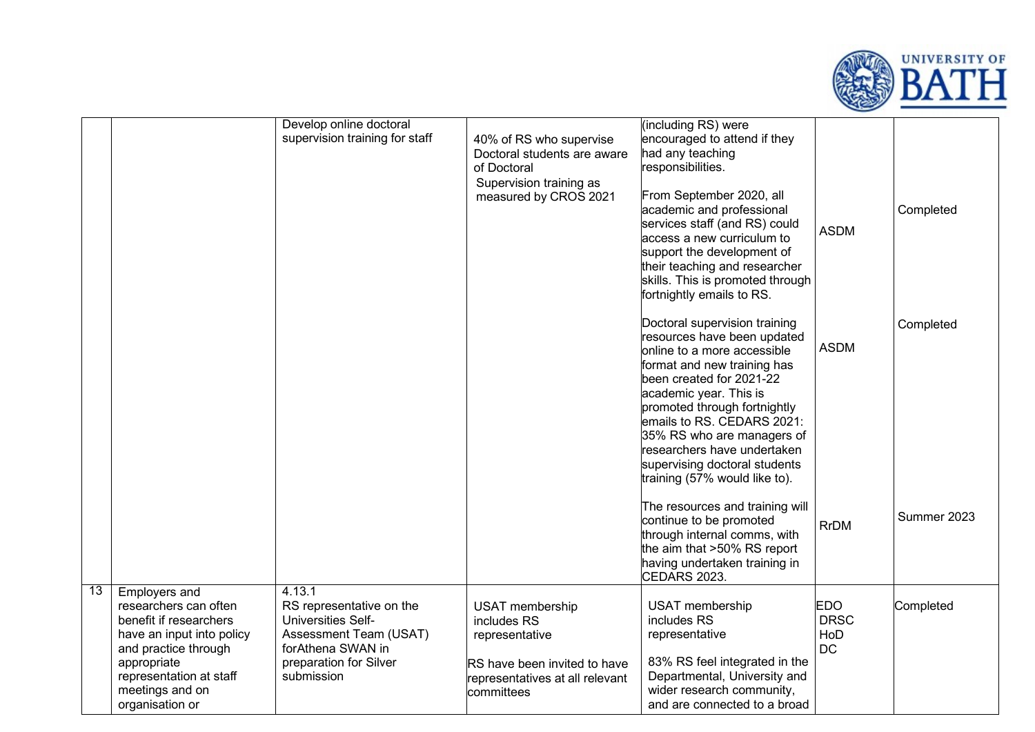| | | | | | | |
|---|---|---|---|---|---|---|
| | | Develop online doctoral supervision training for staff | 40% of RS who supervise Doctoral students are aware of Doctoral Supervision training as measured by CROS 2021 | (including RS) were encouraged to attend if they had any teaching responsibilities.<br><br>From September 2020, all academic and professional services staff (and RS) could access a new curriculum to support the development of their teaching and researcher skills. This is promoted through fortnightly emails to RS. | ASDM | Completed |
| | | | | Doctoral supervision training resources have been updated online to a more accessible format and new training has been created for 2021-22 academic year. This is promoted through fortnightly emails to RS. CEDARS 2021: 35% RS who are managers of researchers have undertaken supervising doctoral students training (57% would like to). | ASDM | Completed |
| | | | | The resources and training will continue to be promoted through internal comms, with the aim that >50% RS report having undertaken training in CEDARS 2023. | RrDM | Summer 2023 |
| 13 | Employers and researchers can often benefit if researchers have an input into policy and practice through appropriate representation at staff meetings and on organisation or | 4.13.1<br>RS representative on the Universities Self-Assessment Team (USAT) forAthena SWAN in preparation for Silver submission | USAT membership includes RS representative<br><br>RS have been invited to have representatives at all relevant committees | USAT membership includes RS representative<br><br>83% RS feel integrated in the Departmental, University and wider research community, and are connected to a broad | EDO<br>DRSC<br>HoD<br>DC | Completed |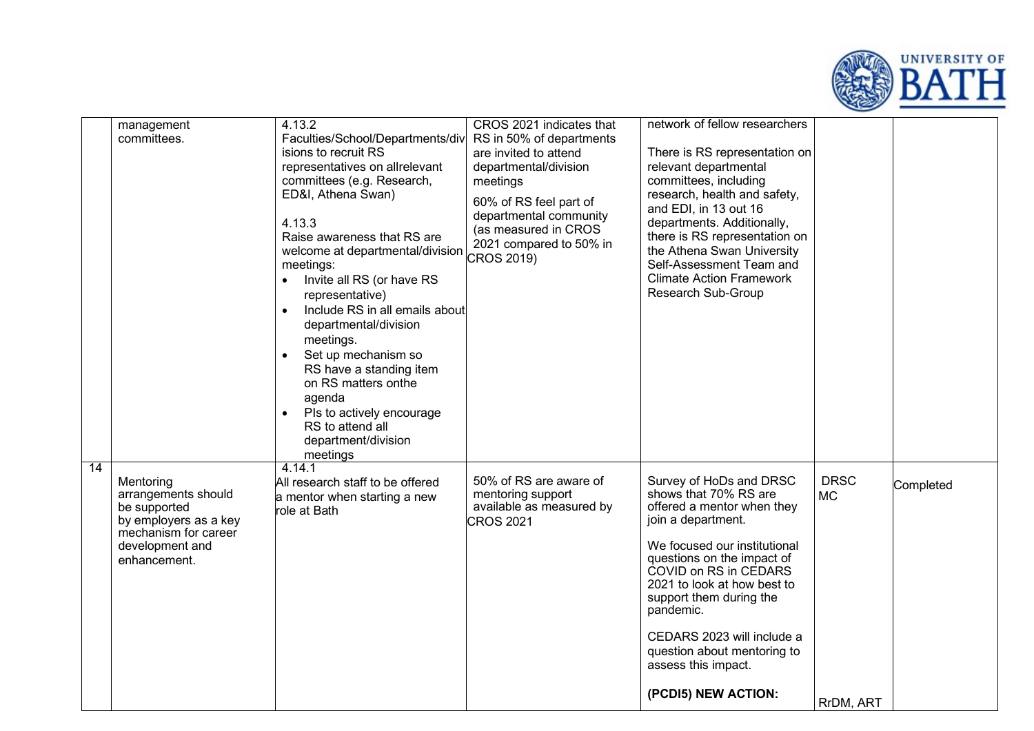| | | | | | | |
|---|---|---|---|---|---|---|
| | management committees. | 4.13.2<br>Faculties/School/Departments/divisions to recruit RS representatives on allrelevant committees (e.g. Research, ED&I, Athena Swan)<br><br>4.13.3<br>Raise awareness that RS are welcome at departmental/division meetings:<br>• Invite all RS (or have RS representative)<br>• Include RS in all emails about departmental/division meetings.<br>• Set up mechanism so RS have a standing item on RS matters onthe agenda<br>• PIs to actively encourage RS to attend all department/division meetings | CROS 2021 indicates that RS in 50% of departments are invited to attend departmental/division meetings<br><br>60% of RS feel part of departmental community (as measured in CROS 2021 compared to 50% in CROS 2019) | network of fellow researchers<br><br>There is RS representation on relevant departmental committees, including research, health and safety, and EDI, in 13 out 16 departments. Additionally, there is RS representation on the Athena Swan University Self-Assessment Team and Climate Action Framework Research Sub-Group | | |
| 14 | Mentoring arrangements should be supported by employers as a key mechanism for career development and enhancement. | 4.14.1<br>All research staff to be offered a mentor when starting a new role at Bath | 50% of RS are aware of mentoring support available as measured by CROS 2021 | Survey of HoDs and DRSC shows that 70% RS are offered a mentor when they join a department.<br><br>We focused our institutional questions on the impact of COVID on RS in CEDARS 2021 to look at how best to support them during the pandemic.<br><br>CEDARS 2023 will include a question about mentoring to assess this impact.<br><br>**(PCDI5) NEW ACTION:** | DRSC MC<br><br>RrDM, ART | Completed |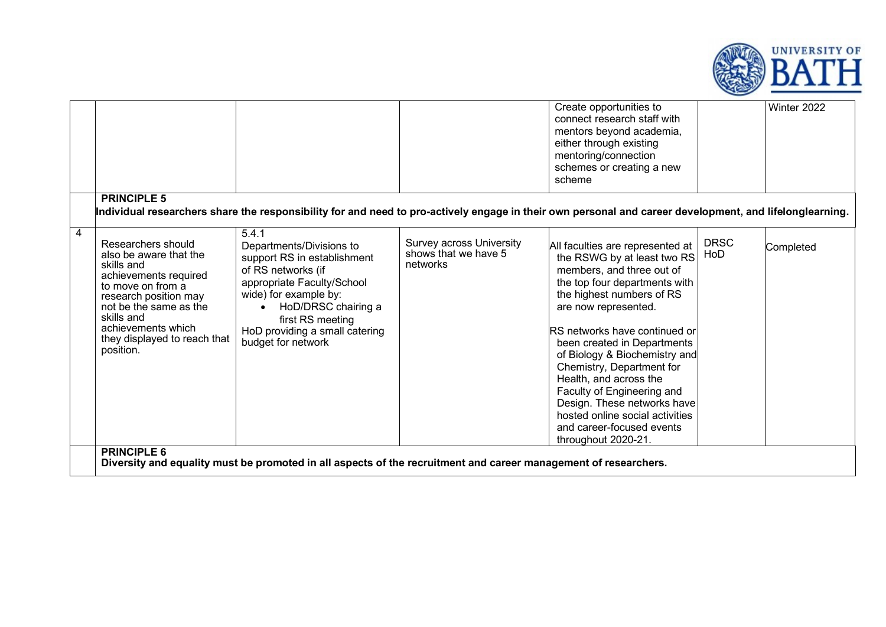| | | | | | | |
|---|---|---|---|---|---|---|
| | | | | Create opportunities to connect research staff with mentors beyond academia, either through existing mentoring/connection schemes or creating a new scheme | | Winter 2022 |
| | **PRINCIPLE 5** **Individual researchers share the responsibility for and need to pro-actively engage in their own personal and career development, and lifelonglearning.** | | | | | |
| 4 | Researchers should also be aware that the skills and achievements required to move on from a research position may not be the same as the skills and achievements which they displayed to reach that position. | 5.4.1 Departments/Divisions to support RS in establishment of RS networks (if appropriate Faculty/School wide) for example by: <br>• HoD/DRSC chairing a first RS meeting <br>HoD providing a small catering budget for network | Survey across University shows that we have 5 networks | All faculties are represented at the RSWG by at least two RS members, and three out of the top four departments with the highest numbers of RS are now represented. <br><br>RS networks have continued or been created in Departments of Biology & Biochemistry and Chemistry, Department for Health, and across the Faculty of Engineering and Design. These networks have hosted online social activities and career-focused events throughout 2020-21. | DRSC HoD | Completed |
| | **PRINCIPLE 6** **Diversity and equality must be promoted in all aspects of the recruitment and career management of researchers.** | | | | | |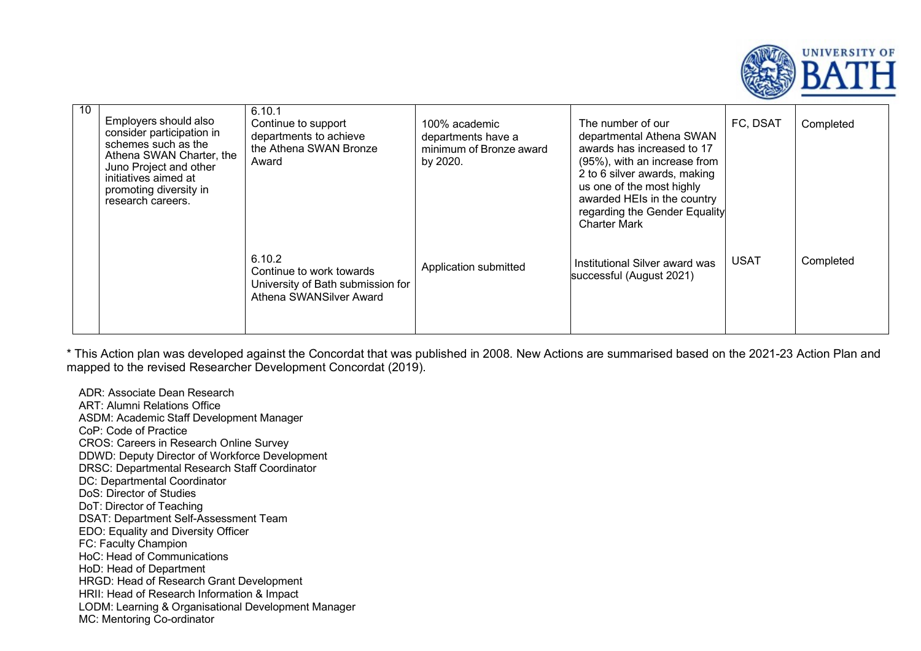| | | | | | | |
|---|---|---|---|---|---|---|
| 10 | Employers should also consider participation in schemes such as the Athena SWAN Charter, the Juno Project and other initiatives aimed at promoting diversity in research careers. | 6.10.1<br>Continue to support departments to achieve the Athena SWAN Bronze Award | 100% academic departments have a minimum of Bronze award by 2020. | The number of our departmental Athena SWAN awards has increased to 17 (95%), with an increase from 2 to 6 silver awards, making us one of the most highly awarded HEIs in the country regarding the Gender Equality Charter Mark | FC, DSAT | Completed |
| | | 6.10.2<br>Continue to work towards University of Bath submission for Athena SWANSilver Award | Application submitted | Institutional Silver award was successful (August 2021) | USAT | Completed |

* This Action plan was developed against the Concordat that was published in 2008. New Actions are summarised based on the 2021-23 Action Plan and mapped to the revised Researcher Development Concordat (2019).

ADR: Associate Dean Research
ART: Alumni Relations Office
ASDM: Academic Staff Development Manager
CoP: Code of Practice
CROS: Careers in Research Online Survey
DDWD: Deputy Director of Workforce Development
DRSC: Departmental Research Staff Coordinator
DC: Departmental Coordinator
DoS: Director of Studies
DoT: Director of Teaching
DSAT: Department Self-Assessment Team
EDO: Equality and Diversity Officer
FC: Faculty Champion
HoC: Head of Communications
HoD: Head of Department
HRGD: Head of Research Grant Development
HRII: Head of Research Information & Impact
LODM: Learning & Organisational Development Manager
MC: Mentoring Co-ordinator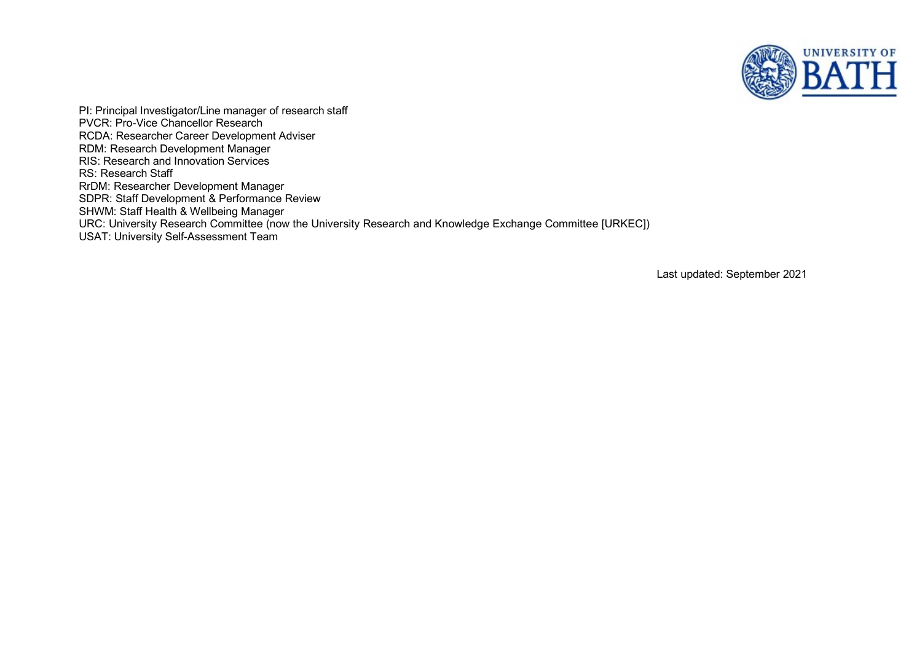PI: Principal Investigator/Line manager of research staff
PVCR: Pro-Vice Chancellor Research
RCDA: Researcher Career Development Adviser
RDM: Research Development Manager
RIS: Research and Innovation Services
RS: Research Staff
RrDM: Researcher Development Manager
SDPR: Staff Development & Performance Review
SHWM: Staff Health & Wellbeing Manager
URC: University Research Committee (now the University Research and Knowledge Exchange Committee [URKEC])
USAT: University Self-Assessment Team

Last updated: September 2021